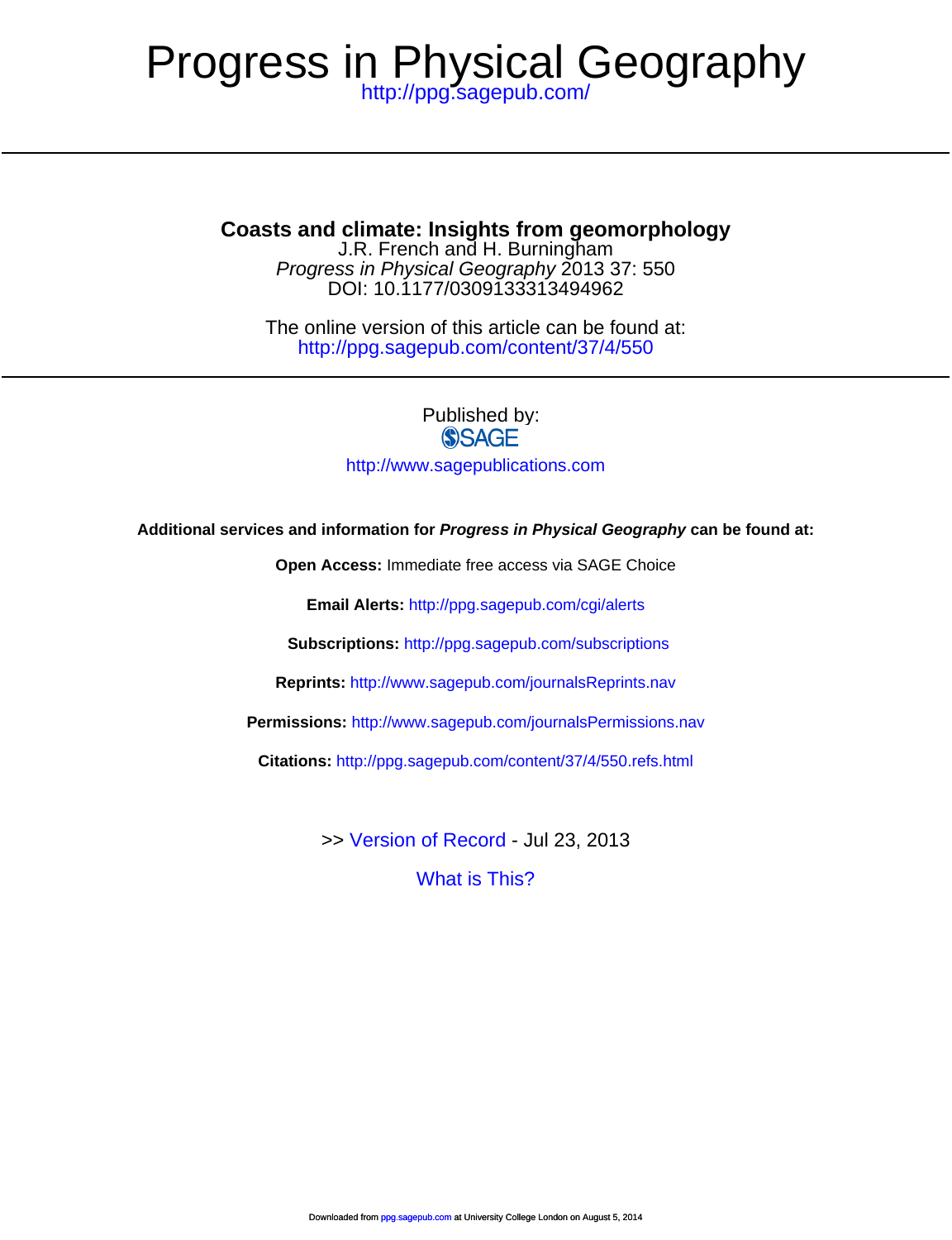# Progress in Physical Geography

http://ppg.sagepub.com/

---

## Coasts and climate: Insights from geomorphology

J.R. French and H. Burningham

*Progress in Physical Geography* 2013 37: 550

DOI: 10.1177/0309133313494962

The online version of this article can be found at:

http://ppg.sagepub.com/content/37/4/550

---

Published by:

SAGE

http://www.sagepublications.com

**Additional services and information for *Progress in Physical Geography* can be found at:**

**Open Access:** Immediate free access via SAGE Choice

**Email Alerts:** http://ppg.sagepub.com/cgi/alerts

**Subscriptions:** http://ppg.sagepub.com/subscriptions

**Reprints:** http://www.sagepub.com/journalsReprints.nav

**Permissions:** http://www.sagepub.com/journalsPermissions.nav

**Citations:** http://ppg.sagepub.com/content/37/4/550.refs.html

>> Version of Record - Jul 23, 2013

What is This?

Downloaded from ppg.sagepub.com at University College London on August 5, 2014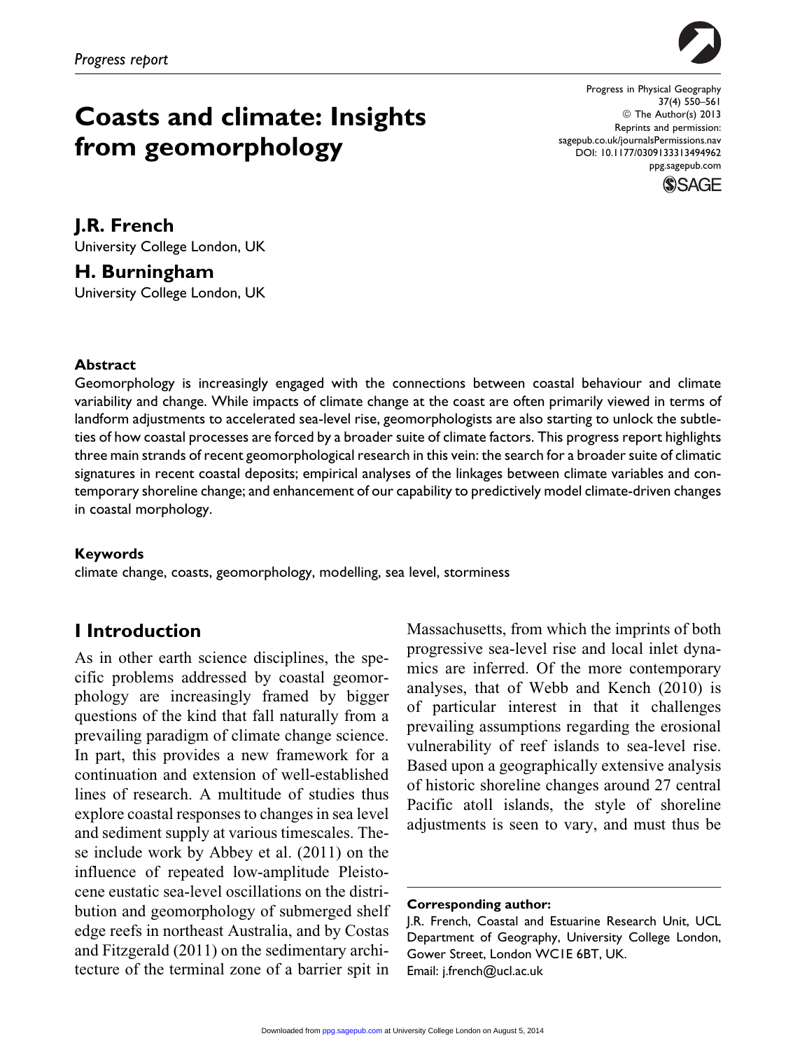Progress report

# Coasts and climate: Insights from geomorphology

**J.R. French**
University College London, UK

**H. Burningham**
University College London, UK

### Abstract

Geomorphology is increasingly engaged with the connections between coastal behaviour and climate variability and change. While impacts of climate change at the coast are often primarily viewed in terms of landform adjustments to accelerated sea-level rise, geomorphologists are also starting to unlock the subtleties of how coastal processes are forced by a broader suite of climate factors. This progress report highlights three main strands of recent geomorphological research in this vein: the search for a broader suite of climatic signatures in recent coastal deposits; empirical analyses of the linkages between climate variables and contemporary shoreline change; and enhancement of our capability to predictively model climate-driven changes in coastal morphology.

### Keywords

climate change, coasts, geomorphology, modelling, sea level, storminess

## I Introduction

As in other earth science disciplines, the specific problems addressed by coastal geomorphology are increasingly framed by bigger questions of the kind that fall naturally from a prevailing paradigm of climate change science. In part, this provides a new framework for a continuation and extension of well-established lines of research. A multitude of studies thus explore coastal responses to changes in sea level and sediment supply at various timescales. These include work by Abbey et al. (2011) on the influence of repeated low-amplitude Pleistocene eustatic sea-level oscillations on the distribution and geomorphology of submerged shelf edge reefs in northeast Australia, and by Costas and Fitzgerald (2011) on the sedimentary architecture of the terminal zone of a barrier spit in Massachusetts, from which the imprints of both progressive sea-level rise and local inlet dynamics are inferred. Of the more contemporary analyses, that of Webb and Kench (2010) is of particular interest in that it challenges prevailing assumptions regarding the erosional vulnerability of reef islands to sea-level rise. Based upon a geographically extensive analysis of historic shoreline changes around 27 central Pacific atoll islands, the style of shoreline adjustments is seen to vary, and must thus be

**Corresponding author:**
J.R. French, Coastal and Estuarine Research Unit, UCL Department of Geography, University College London, Gower Street, London WC1E 6BT, UK.
Email: j.french@ucl.ac.uk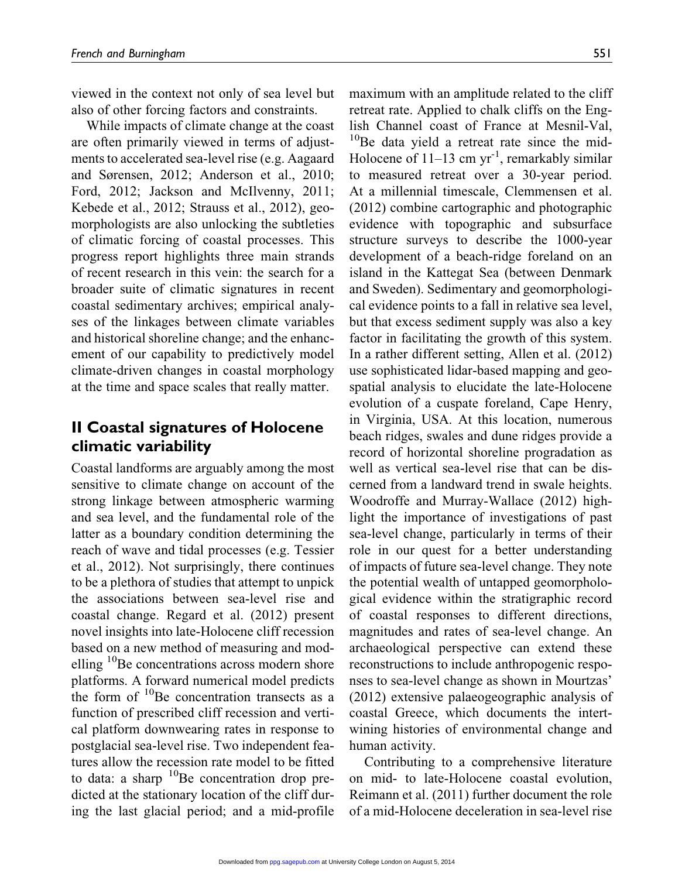viewed in the context not only of sea level but also of other forcing factors and constraints.

While impacts of climate change at the coast are often primarily viewed in terms of adjustments to accelerated sea-level rise (e.g. Aagaard and Sørensen, 2012; Anderson et al., 2010; Ford, 2012; Jackson and McIlvenny, 2011; Kebede et al., 2012; Strauss et al., 2012), geomorphologists are also unlocking the subtleties of climatic forcing of coastal processes. This progress report highlights three main strands of recent research in this vein: the search for a broader suite of climatic signatures in recent coastal sedimentary archives; empirical analyses of the linkages between climate variables and historical shoreline change; and the enhancement of our capability to predictively model climate-driven changes in coastal morphology at the time and space scales that really matter.

## II Coastal signatures of Holocene climatic variability

Coastal landforms are arguably among the most sensitive to climate change on account of the strong linkage between atmospheric warming and sea level, and the fundamental role of the latter as a boundary condition determining the reach of wave and tidal processes (e.g. Tessier et al., 2012). Not surprisingly, there continues to be a plethora of studies that attempt to unpick the associations between sea-level rise and coastal change. Regard et al. (2012) present novel insights into late-Holocene cliff recession based on a new method of measuring and modelling $^{10}$Be concentrations across modern shore platforms. A forward numerical model predicts the form of $^{10}$Be concentration transects as a function of prescribed cliff recession and vertical platform downwearing rates in response to postglacial sea-level rise. Two independent features allow the recession rate model to be fitted to data: a sharp $^{10}$Be concentration drop predicted at the stationary location of the cliff during the last glacial period; and a mid-profile maximum with an amplitude related to the cliff retreat rate. Applied to chalk cliffs on the English Channel coast of France at Mesnil-Val, $^{10}$Be data yield a retreat rate since the mid-Holocene of 11–13 cm yr$^{-1}$, remarkably similar to measured retreat over a 30-year period. At a millennial timescale, Clemmensen et al. (2012) combine cartographic and photographic evidence with topographic and subsurface structure surveys to describe the 1000-year development of a beach-ridge foreland on an island in the Kattegat Sea (between Denmark and Sweden). Sedimentary and geomorphological evidence points to a fall in relative sea level, but that excess sediment supply was also a key factor in facilitating the growth of this system. In a rather different setting, Allen et al. (2012) use sophisticated lidar-based mapping and geospatial analysis to elucidate the late-Holocene evolution of a cuspate foreland, Cape Henry, in Virginia, USA. At this location, numerous beach ridges, swales and dune ridges provide a record of horizontal shoreline progradation as well as vertical sea-level rise that can be discerned from a landward trend in swale heights. Woodroffe and Murray-Wallace (2012) highlight the importance of investigations of past sea-level change, particularly in terms of their role in our quest for a better understanding of impacts of future sea-level change. They note the potential wealth of untapped geomorphological evidence within the stratigraphic record of coastal responses to different directions, magnitudes and rates of sea-level change. An archaeological perspective can extend these reconstructions to include anthropogenic responses to sea-level change as shown in Mourtzas' (2012) extensive palaeogeographic analysis of coastal Greece, which documents the intertwining histories of environmental change and human activity.

Contributing to a comprehensive literature on mid- to late-Holocene coastal evolution, Reimann et al. (2011) further document the role of a mid-Holocene deceleration in sea-level rise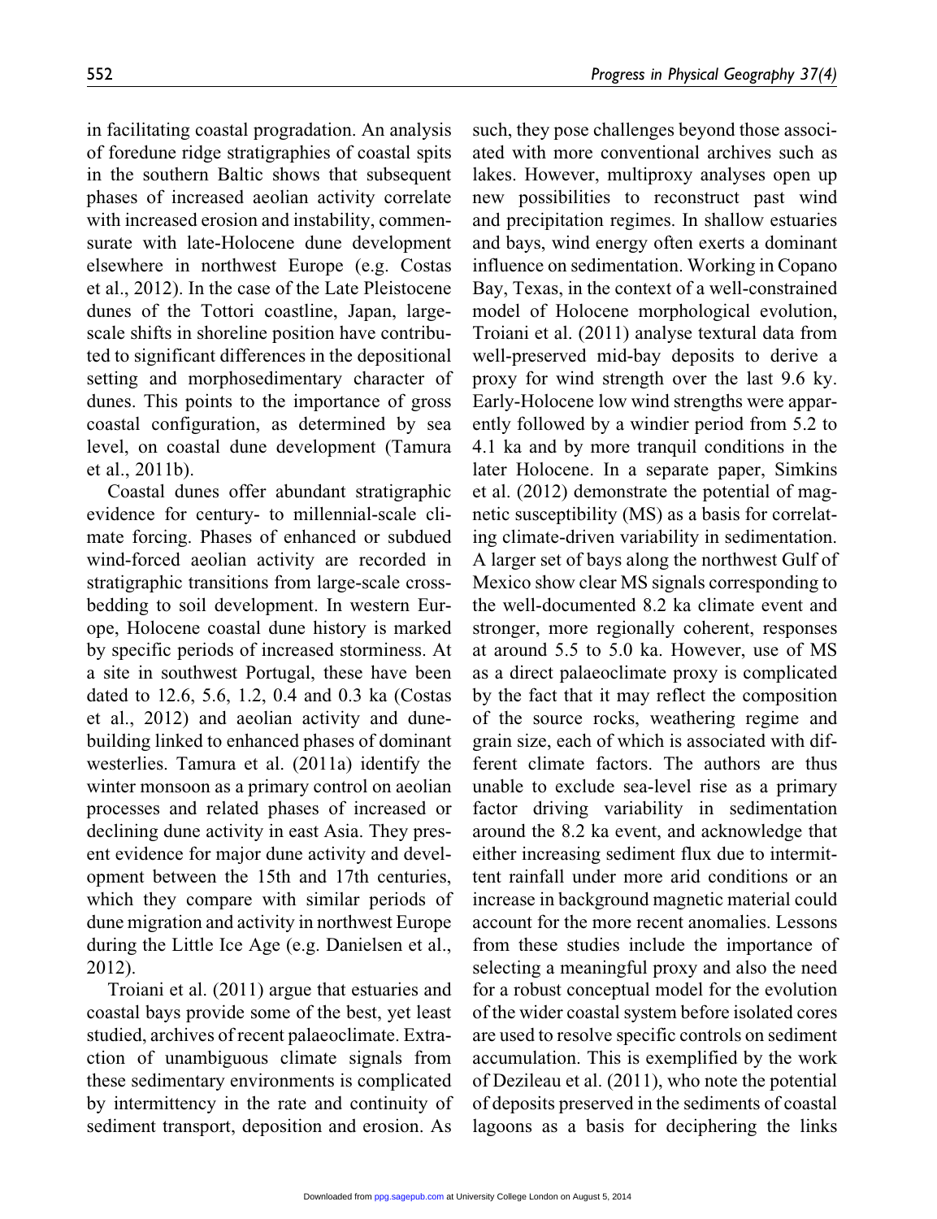in facilitating coastal progradation. An analysis of foredune ridge stratigraphies of coastal spits in the southern Baltic shows that subsequent phases of increased aeolian activity correlate with increased erosion and instability, commensurate with late-Holocene dune development elsewhere in northwest Europe (e.g. Costas et al., 2012). In the case of the Late Pleistocene dunes of the Tottori coastline, Japan, large-scale shifts in shoreline position have contributed to significant differences in the depositional setting and morphosedimentary character of dunes. This points to the importance of gross coastal configuration, as determined by sea level, on coastal dune development (Tamura et al., 2011b).

Coastal dunes offer abundant stratigraphic evidence for century- to millennial-scale climate forcing. Phases of enhanced or subdued wind-forced aeolian activity are recorded in stratigraphic transitions from large-scale cross-bedding to soil development. In western Europe, Holocene coastal dune history is marked by specific periods of increased storminess. At a site in southwest Portugal, these have been dated to 12.6, 5.6, 1.2, 0.4 and 0.3 ka (Costas et al., 2012) and aeolian activity and dune-building linked to enhanced phases of dominant westerlies. Tamura et al. (2011a) identify the winter monsoon as a primary control on aeolian processes and related phases of increased or declining dune activity in east Asia. They present evidence for major dune activity and development between the 15th and 17th centuries, which they compare with similar periods of dune migration and activity in northwest Europe during the Little Ice Age (e.g. Danielsen et al., 2012).

Troiani et al. (2011) argue that estuaries and coastal bays provide some of the best, yet least studied, archives of recent palaeoclimate. Extraction of unambiguous climate signals from these sedimentary environments is complicated by intermittency in the rate and continuity of sediment transport, deposition and erosion. As such, they pose challenges beyond those associated with more conventional archives such as lakes. However, multiproxy analyses open up new possibilities to reconstruct past wind and precipitation regimes. In shallow estuaries and bays, wind energy often exerts a dominant influence on sedimentation. Working in Copano Bay, Texas, in the context of a well-constrained model of Holocene morphological evolution, Troiani et al. (2011) analyse textural data from well-preserved mid-bay deposits to derive a proxy for wind strength over the last 9.6 ky. Early-Holocene low wind strengths were apparently followed by a windier period from 5.2 to 4.1 ka and by more tranquil conditions in the later Holocene. In a separate paper, Simkins et al. (2012) demonstrate the potential of magnetic susceptibility (MS) as a basis for correlating climate-driven variability in sedimentation. A larger set of bays along the northwest Gulf of Mexico show clear MS signals corresponding to the well-documented 8.2 ka climate event and stronger, more regionally coherent, responses at around 5.5 to 5.0 ka. However, use of MS as a direct palaeoclimate proxy is complicated by the fact that it may reflect the composition of the source rocks, weathering regime and grain size, each of which is associated with different climate factors. The authors are thus unable to exclude sea-level rise as a primary factor driving variability in sedimentation around the 8.2 ka event, and acknowledge that either increasing sediment flux due to intermittent rainfall under more arid conditions or an increase in background magnetic material could account for the more recent anomalies. Lessons from these studies include the importance of selecting a meaningful proxy and also the need for a robust conceptual model for the evolution of the wider coastal system before isolated cores are used to resolve specific controls on sediment accumulation. This is exemplified by the work of Dezileau et al. (2011), who note the potential of deposits preserved in the sediments of coastal lagoons as a basis for deciphering the links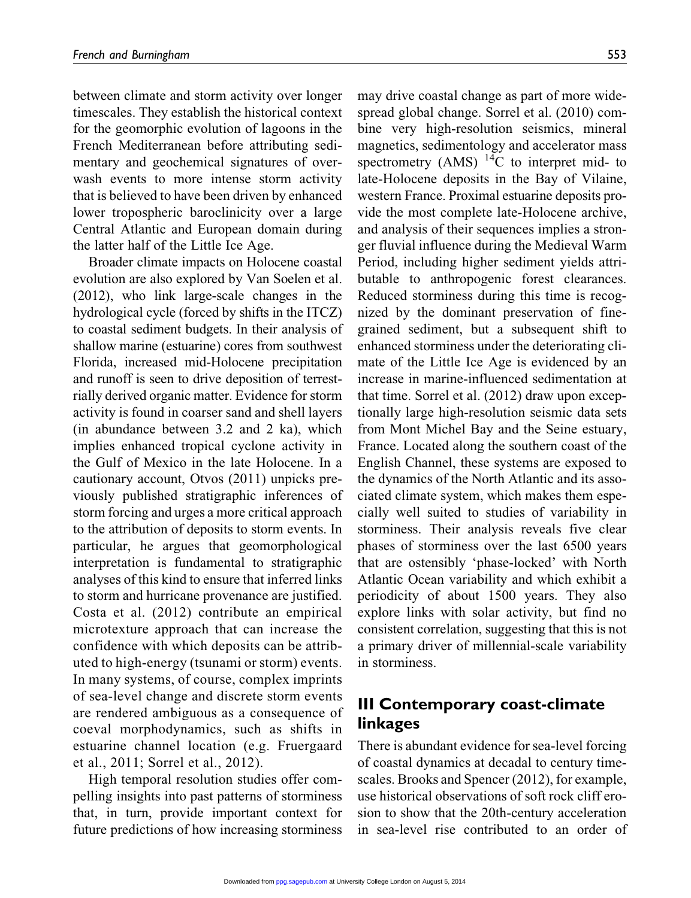between climate and storm activity over longer timescales. They establish the historical context for the geomorphic evolution of lagoons in the French Mediterranean before attributing sedimentary and geochemical signatures of overwash events to more intense storm activity that is believed to have been driven by enhanced lower tropospheric baroclinicity over a large Central Atlantic and European domain during the latter half of the Little Ice Age.

Broader climate impacts on Holocene coastal evolution are also explored by Van Soelen et al. (2012), who link large-scale changes in the hydrological cycle (forced by shifts in the ITCZ) to coastal sediment budgets. In their analysis of shallow marine (estuarine) cores from southwest Florida, increased mid-Holocene precipitation and runoff is seen to drive deposition of terrestrially derived organic matter. Evidence for storm activity is found in coarser sand and shell layers (in abundance between 3.2 and 2 ka), which implies enhanced tropical cyclone activity in the Gulf of Mexico in the late Holocene. In a cautionary account, Otvos (2011) unpicks previously published stratigraphic inferences of storm forcing and urges a more critical approach to the attribution of deposits to storm events. In particular, he argues that geomorphological interpretation is fundamental to stratigraphic analyses of this kind to ensure that inferred links to storm and hurricane provenance are justified. Costa et al. (2012) contribute an empirical microtexture approach that can increase the confidence with which deposits can be attributed to high-energy (tsunami or storm) events. In many systems, of course, complex imprints of sea-level change and discrete storm events are rendered ambiguous as a consequence of coeval morphodynamics, such as shifts in estuarine channel location (e.g. Fruergaard et al., 2011; Sorrel et al., 2012).

High temporal resolution studies offer compelling insights into past patterns of storminess that, in turn, provide important context for future predictions of how increasing storminess may drive coastal change as part of more widespread global change. Sorrel et al. (2010) combine very high-resolution seismics, mineral magnetics, sedimentology and accelerator mass spectrometry (AMS) $^{14}C$ to interpret mid- to late-Holocene deposits in the Bay of Vilaine, western France. Proximal estuarine deposits provide the most complete late-Holocene archive, and analysis of their sequences implies a stronger fluvial influence during the Medieval Warm Period, including higher sediment yields attributable to anthropogenic forest clearances. Reduced storminess during this time is recognized by the dominant preservation of fine-grained sediment, but a subsequent shift to enhanced storminess under the deteriorating climate of the Little Ice Age is evidenced by an increase in marine-influenced sedimentation at that time. Sorrel et al. (2012) draw upon exceptionally large high-resolution seismic data sets from Mont Michel Bay and the Seine estuary, France. Located along the southern coast of the English Channel, these systems are exposed to the dynamics of the North Atlantic and its associated climate system, which makes them especially well suited to studies of variability in storminess. Their analysis reveals five clear phases of storminess over the last 6500 years that are ostensibly 'phase-locked' with North Atlantic Ocean variability and which exhibit a periodicity of about 1500 years. They also explore links with solar activity, but find no consistent correlation, suggesting that this is not a primary driver of millennial-scale variability in storminess.

## III Contemporary coast-climate linkages

There is abundant evidence for sea-level forcing of coastal dynamics at decadal to century timescales. Brooks and Spencer (2012), for example, use historical observations of soft rock cliff erosion to show that the 20th-century acceleration in sea-level rise contributed to an order of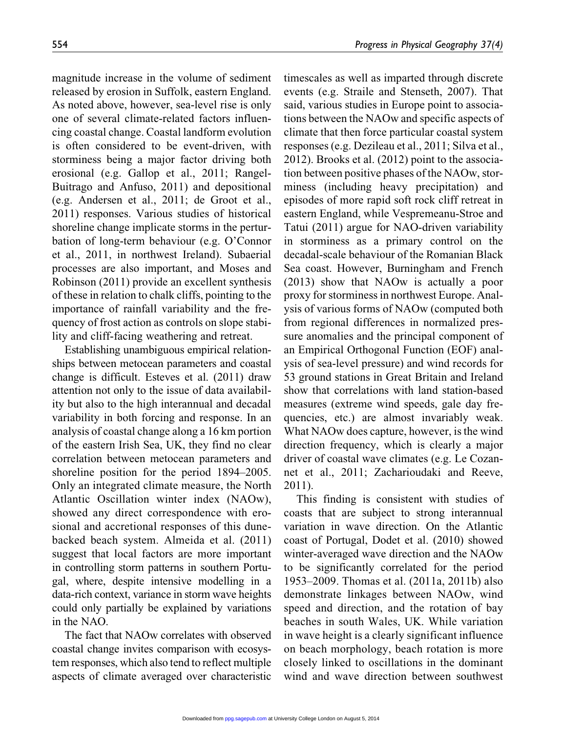magnitude increase in the volume of sediment released by erosion in Suffolk, eastern England. As noted above, however, sea-level rise is only one of several climate-related factors influencing coastal change. Coastal landform evolution is often considered to be event-driven, with storminess being a major factor driving both erosional (e.g. Gallop et al., 2011; Rangel-Buitrago and Anfuso, 2011) and depositional (e.g. Andersen et al., 2011; de Groot et al., 2011) responses. Various studies of historical shoreline change implicate storms in the perturbation of long-term behaviour (e.g. O'Connor et al., 2011, in northwest Ireland). Subaerial processes are also important, and Moses and Robinson (2011) provide an excellent synthesis of these in relation to chalk cliffs, pointing to the importance of rainfall variability and the frequency of frost action as controls on slope stability and cliff-facing weathering and retreat.

Establishing unambiguous empirical relationships between metocean parameters and coastal change is difficult. Esteves et al. (2011) draw attention not only to the issue of data availability but also to the high interannual and decadal variability in both forcing and response. In an analysis of coastal change along a 16 km portion of the eastern Irish Sea, UK, they find no clear correlation between metocean parameters and shoreline position for the period 1894–2005. Only an integrated climate measure, the North Atlantic Oscillation winter index (NAOw), showed any direct correspondence with erosional and accretional responses of this dune-backed beach system. Almeida et al. (2011) suggest that local factors are more important in controlling storm patterns in southern Portugal, where, despite intensive modelling in a data-rich context, variance in storm wave heights could only partially be explained by variations in the NAO.

The fact that NAOw correlates with observed coastal change invites comparison with ecosystem responses, which also tend to reflect multiple aspects of climate averaged over characteristic timescales as well as imparted through discrete events (e.g. Straile and Stenseth, 2007). That said, various studies in Europe point to associations between the NAOw and specific aspects of climate that then force particular coastal system responses (e.g. Dezileau et al., 2011; Silva et al., 2012). Brooks et al. (2012) point to the association between positive phases of the NAOw, storminess (including heavy precipitation) and episodes of more rapid soft rock cliff retreat in eastern England, while Vespremeanu-Stroe and Tatui (2011) argue for NAO-driven variability in storminess as a primary control on the decadal-scale behaviour of the Romanian Black Sea coast. However, Burningham and French (2013) show that NAOw is actually a poor proxy for storminess in northwest Europe. Analysis of various forms of NAOw (computed both from regional differences in normalized pressure anomalies and the principal component of an Empirical Orthogonal Function (EOF) analysis of sea-level pressure) and wind records for 53 ground stations in Great Britain and Ireland show that correlations with land station-based measures (extreme wind speeds, gale day frequencies, etc.) are almost invariably weak. What NAOw does capture, however, is the wind direction frequency, which is clearly a major driver of coastal wave climates (e.g. Le Cozannet et al., 2011; Zacharioudaki and Reeve, 2011).

This finding is consistent with studies of coasts that are subject to strong interannual variation in wave direction. On the Atlantic coast of Portugal, Dodet et al. (2010) showed winter-averaged wave direction and the NAOw to be significantly correlated for the period 1953–2009. Thomas et al. (2011a, 2011b) also demonstrate linkages between NAOw, wind speed and direction, and the rotation of bay beaches in south Wales, UK. While variation in wave height is a clearly significant influence on beach morphology, beach rotation is more closely linked to oscillations in the dominant wind and wave direction between southwest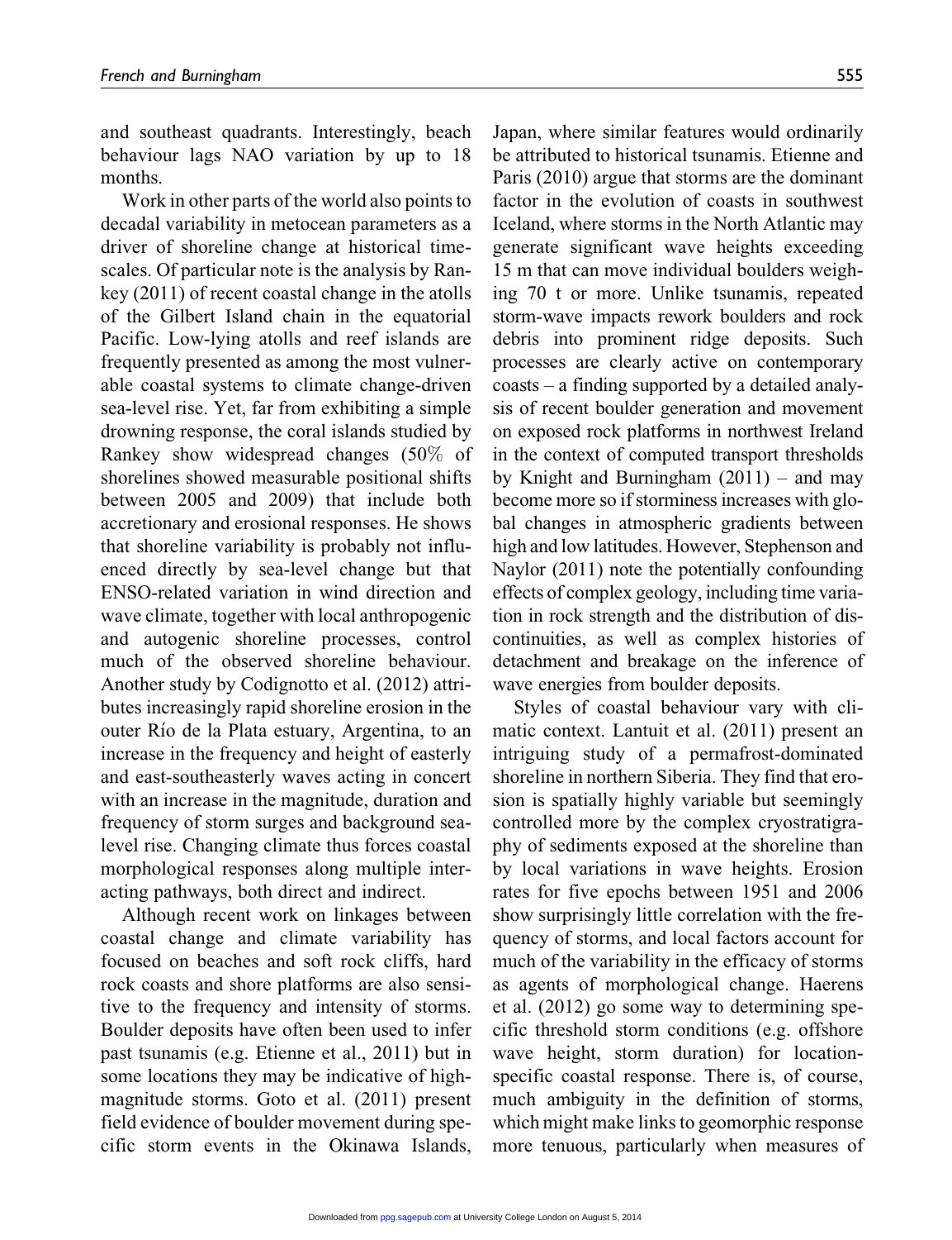and southeast quadrants. Interestingly, beach behaviour lags NAO variation by up to 18 months.

Work in other parts of the world also points to decadal variability in metocean parameters as a driver of shoreline change at historical timescales. Of particular note is the analysis by Rankey (2011) of recent coastal change in the atolls of the Gilbert Island chain in the equatorial Pacific. Low-lying atolls and reef islands are frequently presented as among the most vulnerable coastal systems to climate change-driven sea-level rise. Yet, far from exhibiting a simple drowning response, the coral islands studied by Rankey show widespread changes (50% of shorelines showed measurable positional shifts between 2005 and 2009) that include both accretionary and erosional responses. He shows that shoreline variability is probably not influenced directly by sea-level change but that ENSO-related variation in wind direction and wave climate, together with local anthropogenic and autogenic shoreline processes, control much of the observed shoreline behaviour. Another study by Codignotto et al. (2012) attributes increasingly rapid shoreline erosion in the outer Río de la Plata estuary, Argentina, to an increase in the frequency and height of easterly and east-southeasterly waves acting in concert with an increase in the magnitude, duration and frequency of storm surges and background sea-level rise. Changing climate thus forces coastal morphological responses along multiple interacting pathways, both direct and indirect.

Although recent work on linkages between coastal change and climate variability has focused on beaches and soft rock cliffs, hard rock coasts and shore platforms are also sensitive to the frequency and intensity of storms. Boulder deposits have often been used to infer past tsunamis (e.g. Etienne et al., 2011) but in some locations they may be indicative of high-magnitude storms. Goto et al. (2011) present field evidence of boulder movement during specific storm events in the Okinawa Islands, Japan, where similar features would ordinarily be attributed to historical tsunamis. Etienne and Paris (2010) argue that storms are the dominant factor in the evolution of coasts in southwest Iceland, where storms in the North Atlantic may generate significant wave heights exceeding 15 m that can move individual boulders weighing 70 t or more. Unlike tsunamis, repeated storm-wave impacts rework boulders and rock debris into prominent ridge deposits. Such processes are clearly active on contemporary coasts – a finding supported by a detailed analysis of recent boulder generation and movement on exposed rock platforms in northwest Ireland in the context of computed transport thresholds by Knight and Burningham (2011) – and may become more so if storminess increases with global changes in atmospheric gradients between high and low latitudes. However, Stephenson and Naylor (2011) note the potentially confounding effects of complex geology, including time variation in rock strength and the distribution of discontinuities, as well as complex histories of detachment and breakage on the inference of wave energies from boulder deposits.

Styles of coastal behaviour vary with climatic context. Lantuit et al. (2011) present an intriguing study of a permafrost-dominated shoreline in northern Siberia. They find that erosion is spatially highly variable but seemingly controlled more by the complex cryostratigraphy of sediments exposed at the shoreline than by local variations in wave heights. Erosion rates for five epochs between 1951 and 2006 show surprisingly little correlation with the frequency of storms, and local factors account for much of the variability in the efficacy of storms as agents of morphological change. Haerens et al. (2012) go some way to determining specific threshold storm conditions (e.g. offshore wave height, storm duration) for location-specific coastal response. There is, of course, much ambiguity in the definition of storms, which might make links to geomorphic response more tenuous, particularly when measures of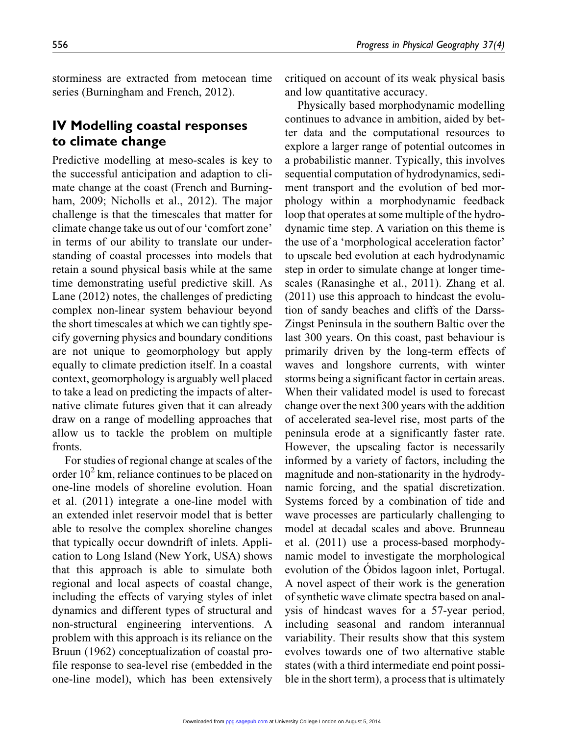storminess are extracted from metocean time series (Burningham and French, 2012).

## IV Modelling coastal responses to climate change

Predictive modelling at meso-scales is key to the successful anticipation and adaption to climate change at the coast (French and Burningham, 2009; Nicholls et al., 2012). The major challenge is that the timescales that matter for climate change take us out of our 'comfort zone' in terms of our ability to translate our understanding of coastal processes into models that retain a sound physical basis while at the same time demonstrating useful predictive skill. As Lane (2012) notes, the challenges of predicting complex non-linear system behaviour beyond the short timescales at which we can tightly specify governing physics and boundary conditions are not unique to geomorphology but apply equally to climate prediction itself. In a coastal context, geomorphology is arguably well placed to take a lead on predicting the impacts of alternative climate futures given that it can already draw on a range of modelling approaches that allow us to tackle the problem on multiple fronts.

For studies of regional change at scales of the order $10^2$ km, reliance continues to be placed on one-line models of shoreline evolution. Hoan et al. (2011) integrate a one-line model with an extended inlet reservoir model that is better able to resolve the complex shoreline changes that typically occur downdrift of inlets. Application to Long Island (New York, USA) shows that this approach is able to simulate both regional and local aspects of coastal change, including the effects of varying styles of inlet dynamics and different types of structural and non-structural engineering interventions. A problem with this approach is its reliance on the Bruun (1962) conceptualization of coastal profile response to sea-level rise (embedded in the one-line model), which has been extensively critiqued on account of its weak physical basis and low quantitative accuracy.

Physically based morphodynamic modelling continues to advance in ambition, aided by better data and the computational resources to explore a larger range of potential outcomes in a probabilistic manner. Typically, this involves sequential computation of hydrodynamics, sediment transport and the evolution of bed morphology within a morphodynamic feedback loop that operates at some multiple of the hydrodynamic time step. A variation on this theme is the use of a 'morphological acceleration factor' to upscale bed evolution at each hydrodynamic step in order to simulate change at longer timescales (Ranasinghe et al., 2011). Zhang et al. (2011) use this approach to hindcast the evolution of sandy beaches and cliffs of the Darss-Zingst Peninsula in the southern Baltic over the last 300 years. On this coast, past behaviour is primarily driven by the long-term effects of waves and longshore currents, with winter storms being a significant factor in certain areas. When their validated model is used to forecast change over the next 300 years with the addition of accelerated sea-level rise, most parts of the peninsula erode at a significantly faster rate. However, the upscaling factor is necessarily informed by a variety of factors, including the magnitude and non-stationarity in the hydrodynamic forcing, and the spatial discretization. Systems forced by a combination of tide and wave processes are particularly challenging to model at decadal scales and above. Brunneau et al. (2011) use a process-based morphodynamic model to investigate the morphological evolution of the Óbidos lagoon inlet, Portugal. A novel aspect of their work is the generation of synthetic wave climate spectra based on analysis of hindcast waves for a 57-year period, including seasonal and random interannual variability. Their results show that this system evolves towards one of two alternative stable states (with a third intermediate end point possible in the short term), a process that is ultimately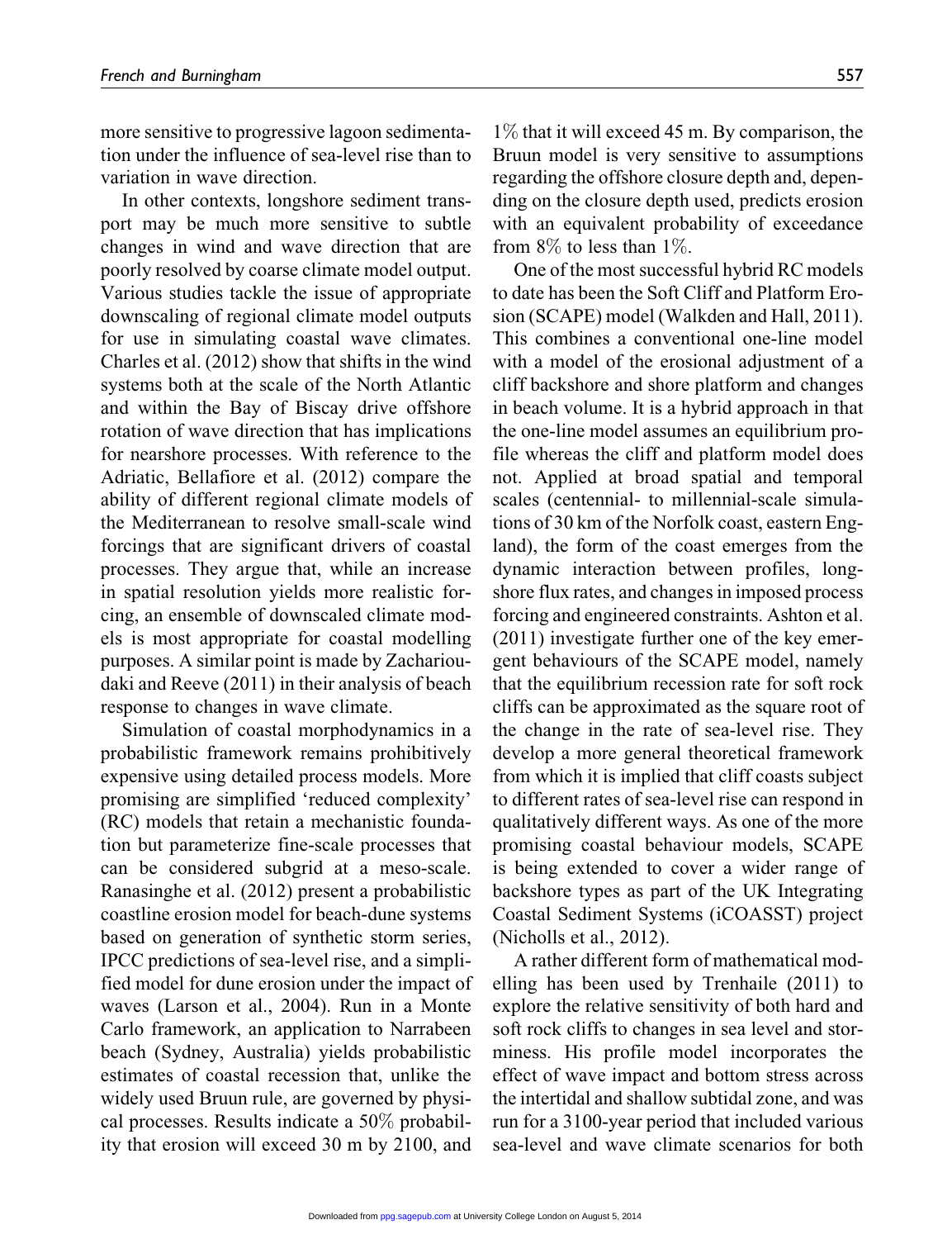more sensitive to progressive lagoon sedimentation under the influence of sea-level rise than to variation in wave direction.

In other contexts, longshore sediment transport may be much more sensitive to subtle changes in wind and wave direction that are poorly resolved by coarse climate model output. Various studies tackle the issue of appropriate downscaling of regional climate model outputs for use in simulating coastal wave climates. Charles et al. (2012) show that shifts in the wind systems both at the scale of the North Atlantic and within the Bay of Biscay drive offshore rotation of wave direction that has implications for nearshore processes. With reference to the Adriatic, Bellafiore et al. (2012) compare the ability of different regional climate models of the Mediterranean to resolve small-scale wind forcings that are significant drivers of coastal processes. They argue that, while an increase in spatial resolution yields more realistic forcing, an ensemble of downscaled climate models is most appropriate for coastal modelling purposes. A similar point is made by Zacharioudaki and Reeve (2011) in their analysis of beach response to changes in wave climate.

Simulation of coastal morphodynamics in a probabilistic framework remains prohibitively expensive using detailed process models. More promising are simplified 'reduced complexity' (RC) models that retain a mechanistic foundation but parameterize fine-scale processes that can be considered subgrid at a meso-scale. Ranasinghe et al. (2012) present a probabilistic coastline erosion model for beach-dune systems based on generation of synthetic storm series, IPCC predictions of sea-level rise, and a simplified model for dune erosion under the impact of waves (Larson et al., 2004). Run in a Monte Carlo framework, an application to Narrabeen beach (Sydney, Australia) yields probabilistic estimates of coastal recession that, unlike the widely used Bruun rule, are governed by physical processes. Results indicate a 50% probability that erosion will exceed 30 m by 2100, and 1% that it will exceed 45 m. By comparison, the Bruun model is very sensitive to assumptions regarding the offshore closure depth and, depending on the closure depth used, predicts erosion with an equivalent probability of exceedance from 8% to less than 1%.

One of the most successful hybrid RC models to date has been the Soft Cliff and Platform Erosion (SCAPE) model (Walkden and Hall, 2011). This combines a conventional one-line model with a model of the erosional adjustment of a cliff backshore and shore platform and changes in beach volume. It is a hybrid approach in that the one-line model assumes an equilibrium profile whereas the cliff and platform model does not. Applied at broad spatial and temporal scales (centennial- to millennial-scale simulations of 30 km of the Norfolk coast, eastern England), the form of the coast emerges from the dynamic interaction between profiles, longshore flux rates, and changes in imposed process forcing and engineered constraints. Ashton et al. (2011) investigate further one of the key emergent behaviours of the SCAPE model, namely that the equilibrium recession rate for soft rock cliffs can be approximated as the square root of the change in the rate of sea-level rise. They develop a more general theoretical framework from which it is implied that cliff coasts subject to different rates of sea-level rise can respond in qualitatively different ways. As one of the more promising coastal behaviour models, SCAPE is being extended to cover a wider range of backshore types as part of the UK Integrating Coastal Sediment Systems (iCOASST) project (Nicholls et al., 2012).

A rather different form of mathematical modelling has been used by Trenhaile (2011) to explore the relative sensitivity of both hard and soft rock cliffs to changes in sea level and storminess. His profile model incorporates the effect of wave impact and bottom stress across the intertidal and shallow subtidal zone, and was run for a 3100-year period that included various sea-level and wave climate scenarios for both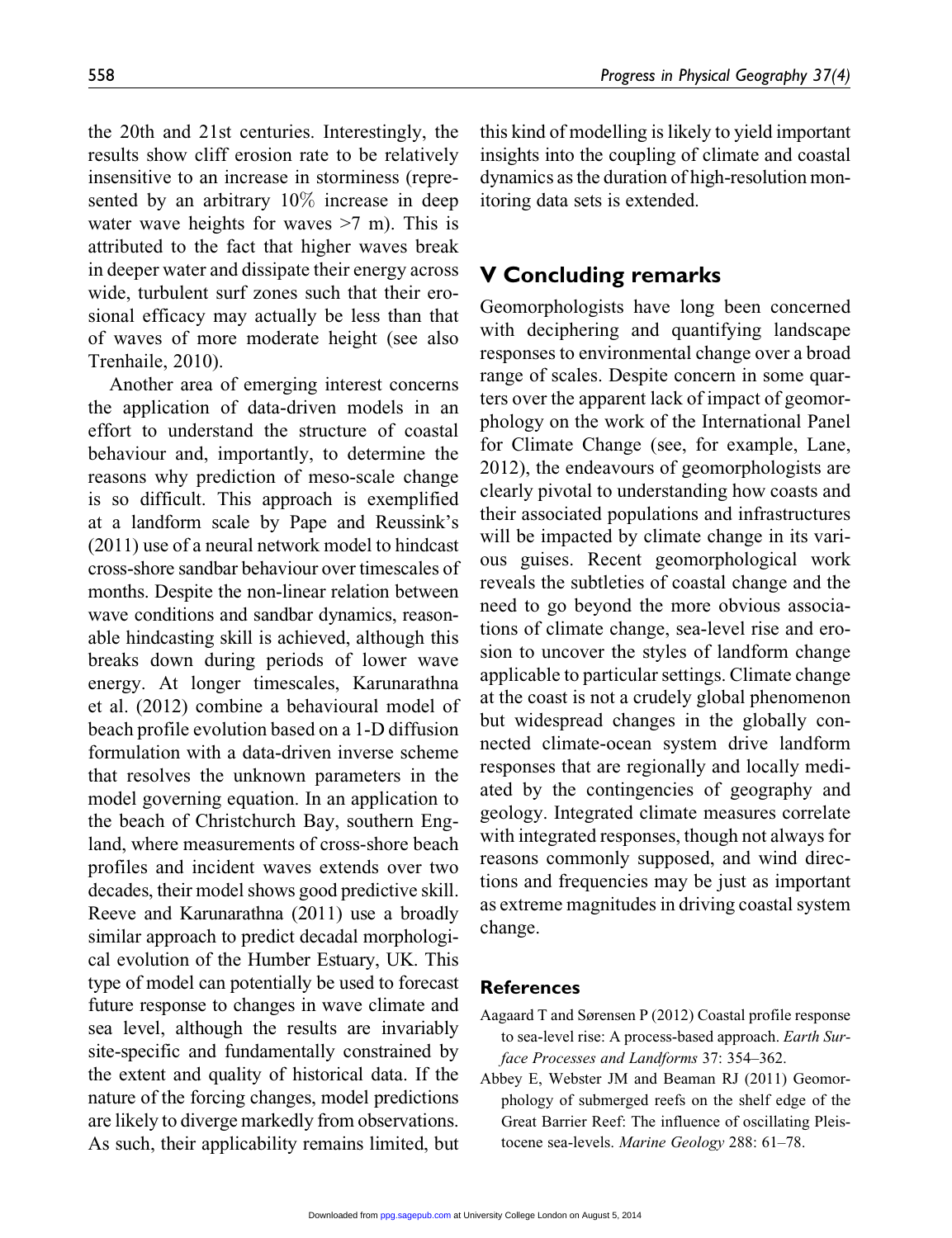the 20th and 21st centuries. Interestingly, the results show cliff erosion rate to be relatively insensitive to an increase in storminess (represented by an arbitrary 10% increase in deep water wave heights for waves >7 m). This is attributed to the fact that higher waves break in deeper water and dissipate their energy across wide, turbulent surf zones such that their erosional efficacy may actually be less than that of waves of more moderate height (see also Trenhaile, 2010).

Another area of emerging interest concerns the application of data-driven models in an effort to understand the structure of coastal behaviour and, importantly, to determine the reasons why prediction of meso-scale change is so difficult. This approach is exemplified at a landform scale by Pape and Reussink's (2011) use of a neural network model to hindcast cross-shore sandbar behaviour over timescales of months. Despite the non-linear relation between wave conditions and sandbar dynamics, reasonable hindcasting skill is achieved, although this breaks down during periods of lower wave energy. At longer timescales, Karunarathna et al. (2012) combine a behavioural model of beach profile evolution based on a 1-D diffusion formulation with a data-driven inverse scheme that resolves the unknown parameters in the model governing equation. In an application to the beach of Christchurch Bay, southern England, where measurements of cross-shore beach profiles and incident waves extends over two decades, their model shows good predictive skill. Reeve and Karunarathna (2011) use a broadly similar approach to predict decadal morphological evolution of the Humber Estuary, UK. This type of model can potentially be used to forecast future response to changes in wave climate and sea level, although the results are invariably site-specific and fundamentally constrained by the extent and quality of historical data. If the nature of the forcing changes, model predictions are likely to diverge markedly from observations. As such, their applicability remains limited, but this kind of modelling is likely to yield important insights into the coupling of climate and coastal dynamics as the duration of high-resolution monitoring data sets is extended.

## V Concluding remarks

Geomorphologists have long been concerned with deciphering and quantifying landscape responses to environmental change over a broad range of scales. Despite concern in some quarters over the apparent lack of impact of geomorphology on the work of the International Panel for Climate Change (see, for example, Lane, 2012), the endeavours of geomorphologists are clearly pivotal to understanding how coasts and their associated populations and infrastructures will be impacted by climate change in its various guises. Recent geomorphological work reveals the subtleties of coastal change and the need to go beyond the more obvious associations of climate change, sea-level rise and erosion to uncover the styles of landform change applicable to particular settings. Climate change at the coast is not a crudely global phenomenon but widespread changes in the globally connected climate-ocean system drive landform responses that are regionally and locally mediated by the contingencies of geography and geology. Integrated climate measures correlate with integrated responses, though not always for reasons commonly supposed, and wind directions and frequencies may be just as important as extreme magnitudes in driving coastal system change.

### References

Aagaard T and Sørensen P (2012) Coastal profile response to sea-level rise: A process-based approach. *Earth Surface Processes and Landforms* 37: 354–362.

Abbey E, Webster JM and Beaman RJ (2011) Geomorphology of submerged reefs on the shelf edge of the Great Barrier Reef: The influence of oscillating Pleistocene sea-levels. *Marine Geology* 288: 61–78.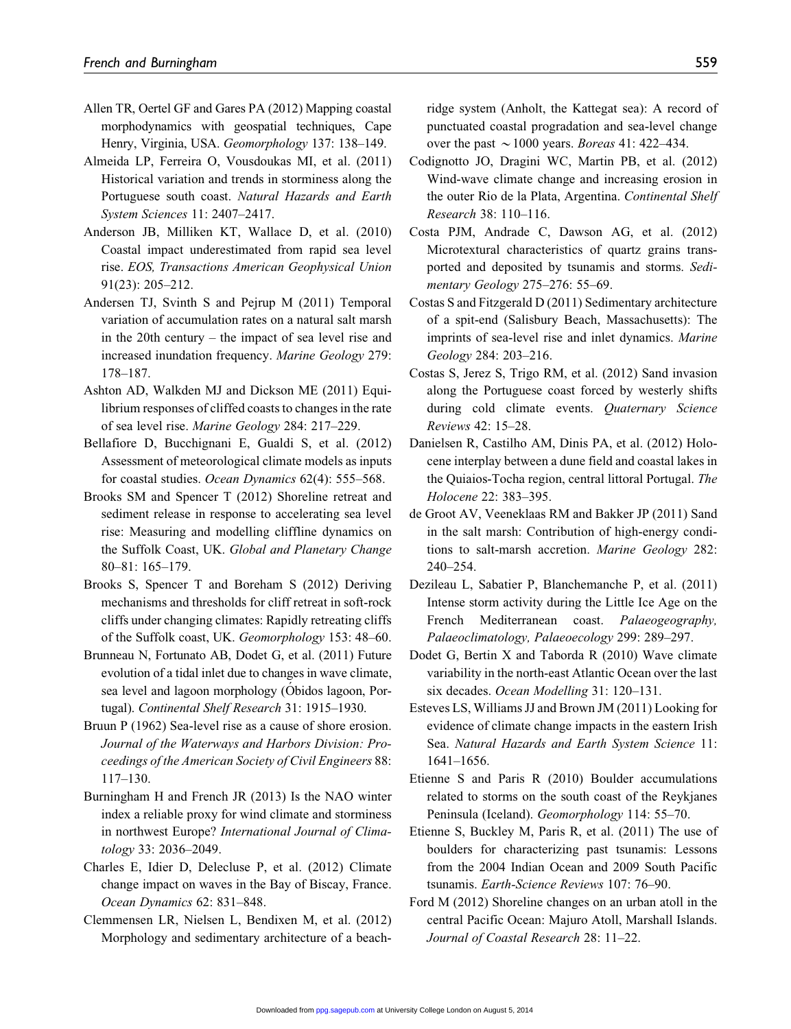Allen TR, Oertel GF and Gares PA (2012) Mapping coastal morphodynamics with geospatial techniques, Cape Henry, Virginia, USA. *Geomorphology* 137: 138–149.

Almeida LP, Ferreira O, Vousdoukas MI, et al. (2011) Historical variation and trends in storminess along the Portuguese south coast. *Natural Hazards and Earth System Sciences* 11: 2407–2417.

Anderson JB, Milliken KT, Wallace D, et al. (2010) Coastal impact underestimated from rapid sea level rise. *EOS, Transactions American Geophysical Union* 91(23): 205–212.

Andersen TJ, Svinth S and Pejrup M (2011) Temporal variation of accumulation rates on a natural salt marsh in the 20th century – the impact of sea level rise and increased inundation frequency. *Marine Geology* 279: 178–187.

Ashton AD, Walkden MJ and Dickson ME (2011) Equilibrium responses of cliffed coasts to changes in the rate of sea level rise. *Marine Geology* 284: 217–229.

Bellafiore D, Bucchignani E, Gualdi S, et al. (2012) Assessment of meteorological climate models as inputs for coastal studies. *Ocean Dynamics* 62(4): 555–568.

Brooks SM and Spencer T (2012) Shoreline retreat and sediment release in response to accelerating sea level rise: Measuring and modelling cliffline dynamics on the Suffolk Coast, UK. *Global and Planetary Change* 80–81: 165–179.

Brooks S, Spencer T and Boreham S (2012) Deriving mechanisms and thresholds for cliff retreat in soft-rock cliffs under changing climates: Rapidly retreating cliffs of the Suffolk coast, UK. *Geomorphology* 153: 48–60.

Brunneau N, Fortunato AB, Dodet G, et al. (2011) Future evolution of a tidal inlet due to changes in wave climate, sea level and lagoon morphology (Óbidos lagoon, Portugal). *Continental Shelf Research* 31: 1915–1930.

Bruun P (1962) Sea-level rise as a cause of shore erosion. *Journal of the Waterways and Harbors Division: Proceedings of the American Society of Civil Engineers* 88: 117–130.

Burningham H and French JR (2013) Is the NAO winter index a reliable proxy for wind climate and storminess in northwest Europe? *International Journal of Climatology* 33: 2036–2049.

Charles E, Idier D, Delecluse P, et al. (2012) Climate change impact on waves in the Bay of Biscay, France. *Ocean Dynamics* 62: 831–848.

Clemmensen LR, Nielsen L, Bendixen M, et al. (2012) Morphology and sedimentary architecture of a beach-ridge system (Anholt, the Kattegat sea): A record of punctuated coastal progradation and sea-level change over the past $\sim 1000$ years. *Boreas* 41: 422–434.

Codignotto JO, Dragini WC, Martin PB, et al. (2012) Wind-wave climate change and increasing erosion in the outer Rio de la Plata, Argentina. *Continental Shelf Research* 38: 110–116.

Costa PJM, Andrade C, Dawson AG, et al. (2012) Microtextural characteristics of quartz grains transported and deposited by tsunamis and storms. *Sedimentary Geology* 275–276: 55–69.

Costas S and Fitzgerald D (2011) Sedimentary architecture of a spit-end (Salisbury Beach, Massachusetts): The imprints of sea-level rise and inlet dynamics. *Marine Geology* 284: 203–216.

Costas S, Jerez S, Trigo RM, et al. (2012) Sand invasion along the Portuguese coast forced by westerly shifts during cold climate events. *Quaternary Science Reviews* 42: 15–28.

Danielsen R, Castilho AM, Dinis PA, et al. (2012) Holocene interplay between a dune field and coastal lakes in the Quiaios-Tocha region, central littoral Portugal. *The Holocene* 22: 383–395.

de Groot AV, Veeneklaas RM and Bakker JP (2011) Sand in the salt marsh: Contribution of high-energy conditions to salt-marsh accretion. *Marine Geology* 282: 240–254.

Dezileau L, Sabatier P, Blanchemanche P, et al. (2011) Intense storm activity during the Little Ice Age on the French Mediterranean coast. *Palaeogeography, Palaeoclimatology, Palaeoecology* 299: 289–297.

Dodet G, Bertin X and Taborda R (2010) Wave climate variability in the north-east Atlantic Ocean over the last six decades. *Ocean Modelling* 31: 120–131.

Esteves LS, Williams JJ and Brown JM (2011) Looking for evidence of climate change impacts in the eastern Irish Sea. *Natural Hazards and Earth System Science* 11: 1641–1656.

Etienne S and Paris R (2010) Boulder accumulations related to storms on the south coast of the Reykjanes Peninsula (Iceland). *Geomorphology* 114: 55–70.

Etienne S, Buckley M, Paris R, et al. (2011) The use of boulders for characterizing past tsunamis: Lessons from the 2004 Indian Ocean and 2009 South Pacific tsunamis. *Earth-Science Reviews* 107: 76–90.

Ford M (2012) Shoreline changes on an urban atoll in the central Pacific Ocean: Majuro Atoll, Marshall Islands. *Journal of Coastal Research* 28: 11–22.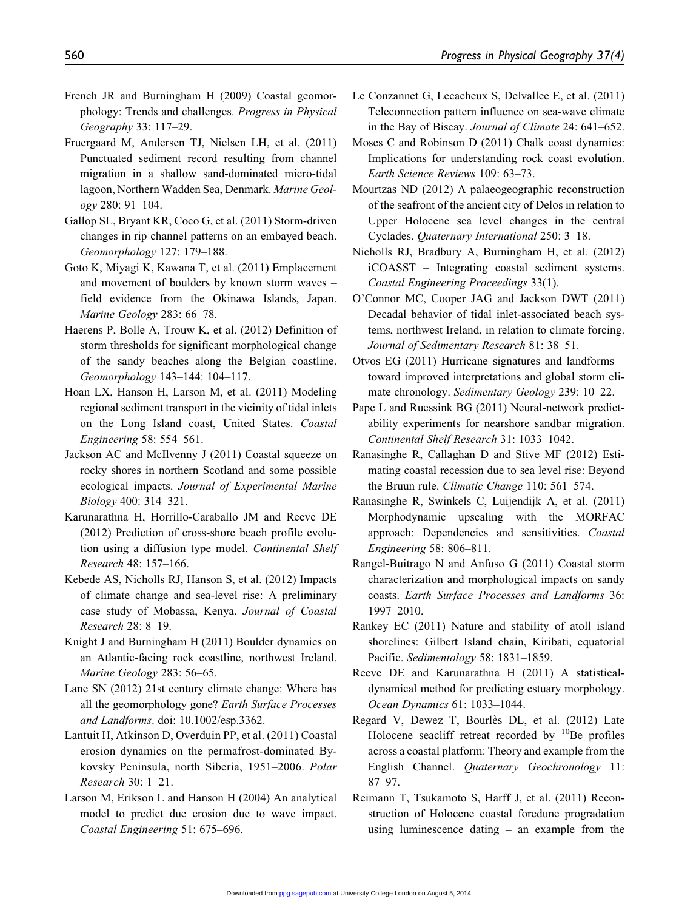French JR and Burningham H (2009) Coastal geomorphology: Trends and challenges. *Progress in Physical Geography* 33: 117–29.

Fruergaard M, Andersen TJ, Nielsen LH, et al. (2011) Punctuated sediment record resulting from channel migration in a shallow sand-dominated micro-tidal lagoon, Northern Wadden Sea, Denmark. *Marine Geology* 280: 91–104.

Gallop SL, Bryant KR, Coco G, et al. (2011) Storm-driven changes in rip channel patterns on an embayed beach. *Geomorphology* 127: 179–188.

Goto K, Miyagi K, Kawana T, et al. (2011) Emplacement and movement of boulders by known storm waves – field evidence from the Okinawa Islands, Japan. *Marine Geology* 283: 66–78.

Haerens P, Bolle A, Trouw K, et al. (2012) Definition of storm thresholds for significant morphological change of the sandy beaches along the Belgian coastline. *Geomorphology* 143–144: 104–117.

Hoan LX, Hanson H, Larson M, et al. (2011) Modeling regional sediment transport in the vicinity of tidal inlets on the Long Island coast, United States. *Coastal Engineering* 58: 554–561.

Jackson AC and McIlvenny J (2011) Coastal squeeze on rocky shores in northern Scotland and some possible ecological impacts. *Journal of Experimental Marine Biology* 400: 314–321.

Karunarathna H, Horrillo-Caraballo JM and Reeve DE (2012) Prediction of cross-shore beach profile evolution using a diffusion type model. *Continental Shelf Research* 48: 157–166.

Kebede AS, Nicholls RJ, Hanson S, et al. (2012) Impacts of climate change and sea-level rise: A preliminary case study of Mobassa, Kenya. *Journal of Coastal Research* 28: 8–19.

Knight J and Burningham H (2011) Boulder dynamics on an Atlantic-facing rock coastline, northwest Ireland. *Marine Geology* 283: 56–65.

Lane SN (2012) 21st century climate change: Where has all the geomorphology gone? *Earth Surface Processes and Landforms*. doi: 10.1002/esp.3362.

Lantuit H, Atkinson D, Overduin PP, et al. (2011) Coastal erosion dynamics on the permafrost-dominated Bykovsky Peninsula, north Siberia, 1951–2006. *Polar Research* 30: 1–21.

Larson M, Erikson L and Hanson H (2004) An analytical model to predict due erosion due to wave impact. *Coastal Engineering* 51: 675–696.

Le Conzannet G, Lecacheux S, Delvallee E, et al. (2011) Teleconnection pattern influence on sea-wave climate in the Bay of Biscay. *Journal of Climate* 24: 641–652.

Moses C and Robinson D (2011) Chalk coast dynamics: Implications for understanding rock coast evolution. *Earth Science Reviews* 109: 63–73.

Mourtzas ND (2012) A palaeogeographic reconstruction of the seafront of the ancient city of Delos in relation to Upper Holocene sea level changes in the central Cyclades. *Quaternary International* 250: 3–18.

Nicholls RJ, Bradbury A, Burningham H, et al. (2012) iCOASST – Integrating coastal sediment systems. *Coastal Engineering Proceedings* 33(1).

O'Connor MC, Cooper JAG and Jackson DWT (2011) Decadal behavior of tidal inlet-associated beach systems, northwest Ireland, in relation to climate forcing. *Journal of Sedimentary Research* 81: 38–51.

Otvos EG (2011) Hurricane signatures and landforms – toward improved interpretations and global storm climate chronology. *Sedimentary Geology* 239: 10–22.

Pape L and Ruessink BG (2011) Neural-network predictability experiments for nearshore sandbar migration. *Continental Shelf Research* 31: 1033–1042.

Ranasinghe R, Callaghan D and Stive MF (2012) Estimating coastal recession due to sea level rise: Beyond the Bruun rule. *Climatic Change* 110: 561–574.

Ranasinghe R, Swinkels C, Luijendijk A, et al. (2011) Morphodynamic upscaling with the MORFAC approach: Dependencies and sensitivities. *Coastal Engineering* 58: 806–811.

Rangel-Buitrago N and Anfuso G (2011) Coastal storm characterization and morphological impacts on sandy coasts. *Earth Surface Processes and Landforms* 36: 1997–2010.

Rankey EC (2011) Nature and stability of atoll island shorelines: Gilbert Island chain, Kiribati, equatorial Pacific. *Sedimentology* 58: 1831–1859.

Reeve DE and Karunarathna H (2011) A statistical-dynamical method for predicting estuary morphology. *Ocean Dynamics* 61: 1033–1044.

Regard V, Dewez T, Bourlès DL, et al. (2012) Late Holocene seacliff retreat recorded by $^{10}$Be profiles across a coastal platform: Theory and example from the English Channel. *Quaternary Geochronology* 11: 87–97.

Reimann T, Tsukamoto S, Harff J, et al. (2011) Reconstruction of Holocene coastal foredune progradation using luminescence dating – an example from the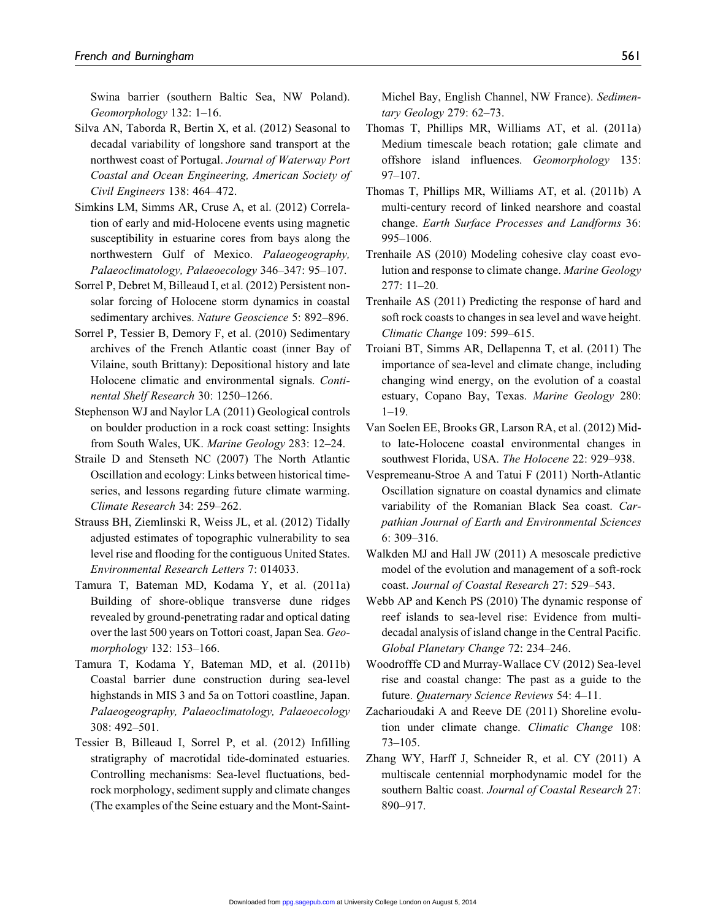Swina barrier (southern Baltic Sea, NW Poland). *Geomorphology* 132: 1–16.

Silva AN, Taborda R, Bertin X, et al. (2012) Seasonal to decadal variability of longshore sand transport at the northwest coast of Portugal. *Journal of Waterway Port Coastal and Ocean Engineering, American Society of Civil Engineers* 138: 464–472.

Simkins LM, Simms AR, Cruse A, et al. (2012) Correlation of early and mid-Holocene events using magnetic susceptibility in estuarine cores from bays along the northwestern Gulf of Mexico. *Palaeogeography, Palaeoclimatology, Palaeoecology* 346–347: 95–107.

Sorrel P, Debret M, Billeaud I, et al. (2012) Persistent non-solar forcing of Holocene storm dynamics in coastal sedimentary archives. *Nature Geoscience* 5: 892–896.

Sorrel P, Tessier B, Demory F, et al. (2010) Sedimentary archives of the French Atlantic coast (inner Bay of Vilaine, south Brittany): Depositional history and late Holocene climatic and environmental signals. *Continental Shelf Research* 30: 1250–1266.

Stephenson WJ and Naylor LA (2011) Geological controls on boulder production in a rock coast setting: Insights from South Wales, UK. *Marine Geology* 283: 12–24.

Straile D and Stenseth NC (2007) The North Atlantic Oscillation and ecology: Links between historical time-series, and lessons regarding future climate warming. *Climate Research* 34: 259–262.

Strauss BH, Ziemlinski R, Weiss JL, et al. (2012) Tidally adjusted estimates of topographic vulnerability to sea level rise and flooding for the contiguous United States. *Environmental Research Letters* 7: 014033.

Tamura T, Bateman MD, Kodama Y, et al. (2011a) Building of shore-oblique transverse dune ridges revealed by ground-penetrating radar and optical dating over the last 500 years on Tottori coast, Japan Sea. *Geomorphology* 132: 153–166.

Tamura T, Kodama Y, Bateman MD, et al. (2011b) Coastal barrier dune construction during sea-level highstands in MIS 3 and 5a on Tottori coastline, Japan. *Palaeogeography, Palaeoclimatology, Palaeoecology* 308: 492–501.

Tessier B, Billeaud I, Sorrel P, et al. (2012) Infilling stratigraphy of macrotidal tide-dominated estuaries. Controlling mechanisms: Sea-level fluctuations, bedrock morphology, sediment supply and climate changes (The examples of the Seine estuary and the Mont-Saint-Michel Bay, English Channel, NW France). *Sedimentary Geology* 279: 62–73.

Thomas T, Phillips MR, Williams AT, et al. (2011a) Medium timescale beach rotation; gale climate and offshore island influences. *Geomorphology* 135: 97–107.

Thomas T, Phillips MR, Williams AT, et al. (2011b) A multi-century record of linked nearshore and coastal change. *Earth Surface Processes and Landforms* 36: 995–1006.

Trenhaile AS (2010) Modeling cohesive clay coast evolution and response to climate change. *Marine Geology* 277: 11–20.

Trenhaile AS (2011) Predicting the response of hard and soft rock coasts to changes in sea level and wave height. *Climatic Change* 109: 599–615.

Troiani BT, Simms AR, Dellapenna T, et al. (2011) The importance of sea-level and climate change, including changing wind energy, on the evolution of a coastal estuary, Copano Bay, Texas. *Marine Geology* 280: 1–19.

Van Soelen EE, Brooks GR, Larson RA, et al. (2012) Mid- to late-Holocene coastal environmental changes in southwest Florida, USA. *The Holocene* 22: 929–938.

Vespremeanu-Stroe A and Tatui F (2011) North-Atlantic Oscillation signature on coastal dynamics and climate variability of the Romanian Black Sea coast. *Carpathian Journal of Earth and Environmental Sciences* 6: 309–316.

Walkden MJ and Hall JW (2011) A mesoscale predictive model of the evolution and management of a soft-rock coast. *Journal of Coastal Research* 27: 529–543.

Webb AP and Kench PS (2010) The dynamic response of reef islands to sea-level rise: Evidence from multi-decadal analysis of island change in the Central Pacific. *Global Planetary Change* 72: 234–246.

Woodrofffe CD and Murray-Wallace CV (2012) Sea-level rise and coastal change: The past as a guide to the future. *Quaternary Science Reviews* 54: 4–11.

Zacharioudaki A and Reeve DE (2011) Shoreline evolution under climate change. *Climatic Change* 108: 73–105.

Zhang WY, Harff J, Schneider R, et al. CY (2011) A multiscale centennial morphodynamic model for the southern Baltic coast. *Journal of Coastal Research* 27: 890–917.